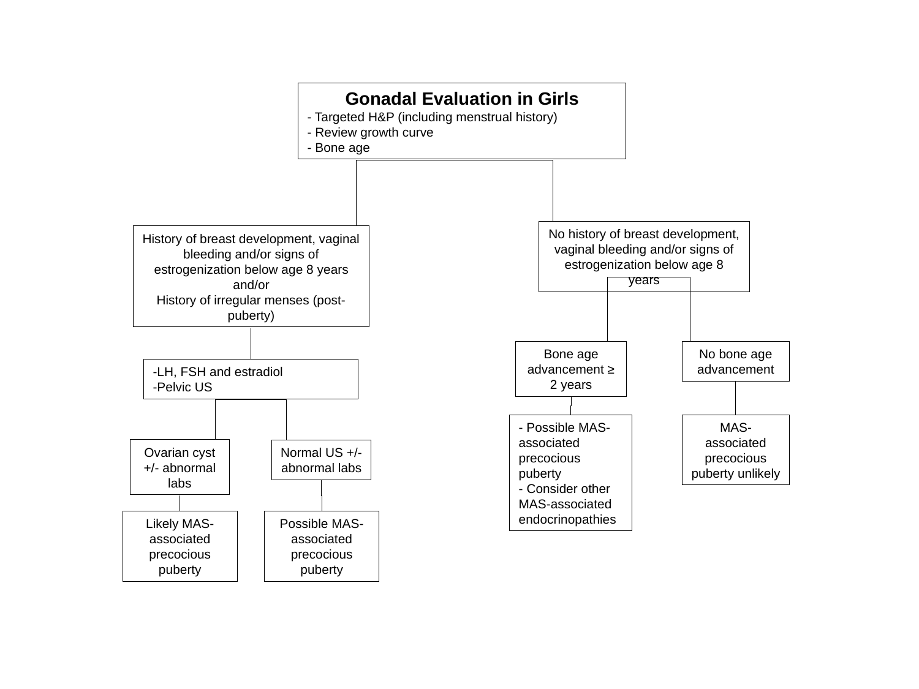# Gonadal Evaluation in Girls

- Targeted H&P (including menstrual history)
- Review growth curve
- Bone age

## History of breast development, vaginal bleeding and/or signs of estrogenization below age 8 years and/or History of irregular menses (post-puberty)

- LH, FSH and estradiol
- Pelvic US

### Ovarian cyst +/- abnormal labs

Likely MAS-associated precocious puberty

### Normal US +/- abnormal labs

Possible MAS-associated precocious puberty

## No history of breast development, vaginal bleeding and/or signs of estrogenization below age 8 years

### Bone age advancement ≥ 2 years

- Possible MAS-associated precocious puberty
- Consider other MAS-associated endocrinopathies

### No bone age advancement

MAS-associated precocious puberty unlikely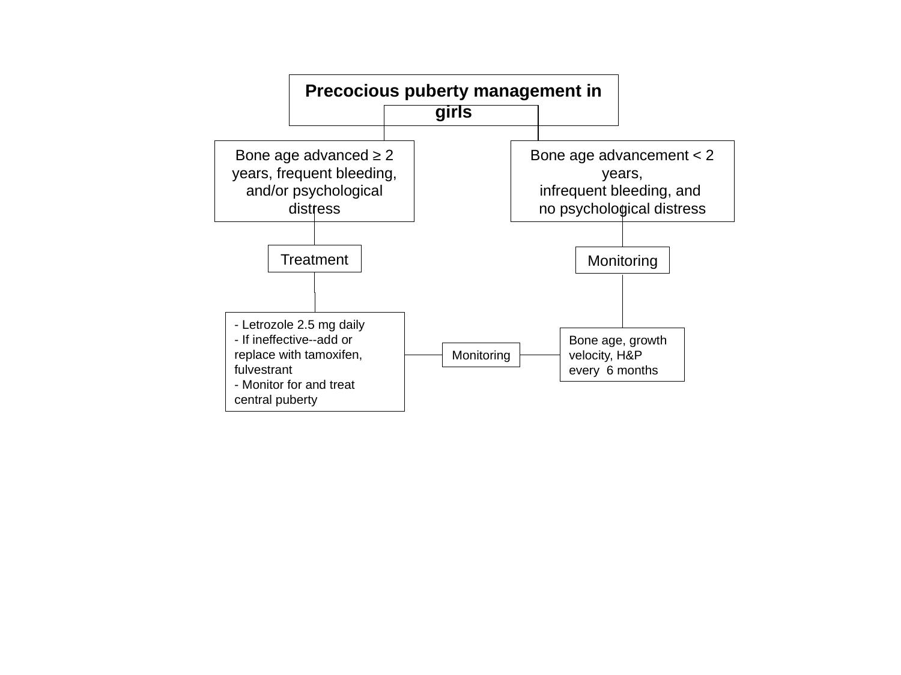# Precocious puberty management in girls

**Bone age advanced ≥ 2 years, frequent bleeding, and/or psychological distress**

→ Treatment

- Letrozole 2.5 mg daily
- If ineffective--add or replace with tamoxifen, fulvestrant
- Monitor for and treat central puberty

**Bone age advancement < 2 years, infrequent bleeding, and no psychological distress**

→ Monitoring

Bone age, growth velocity, H&P every 6 months

Monitoring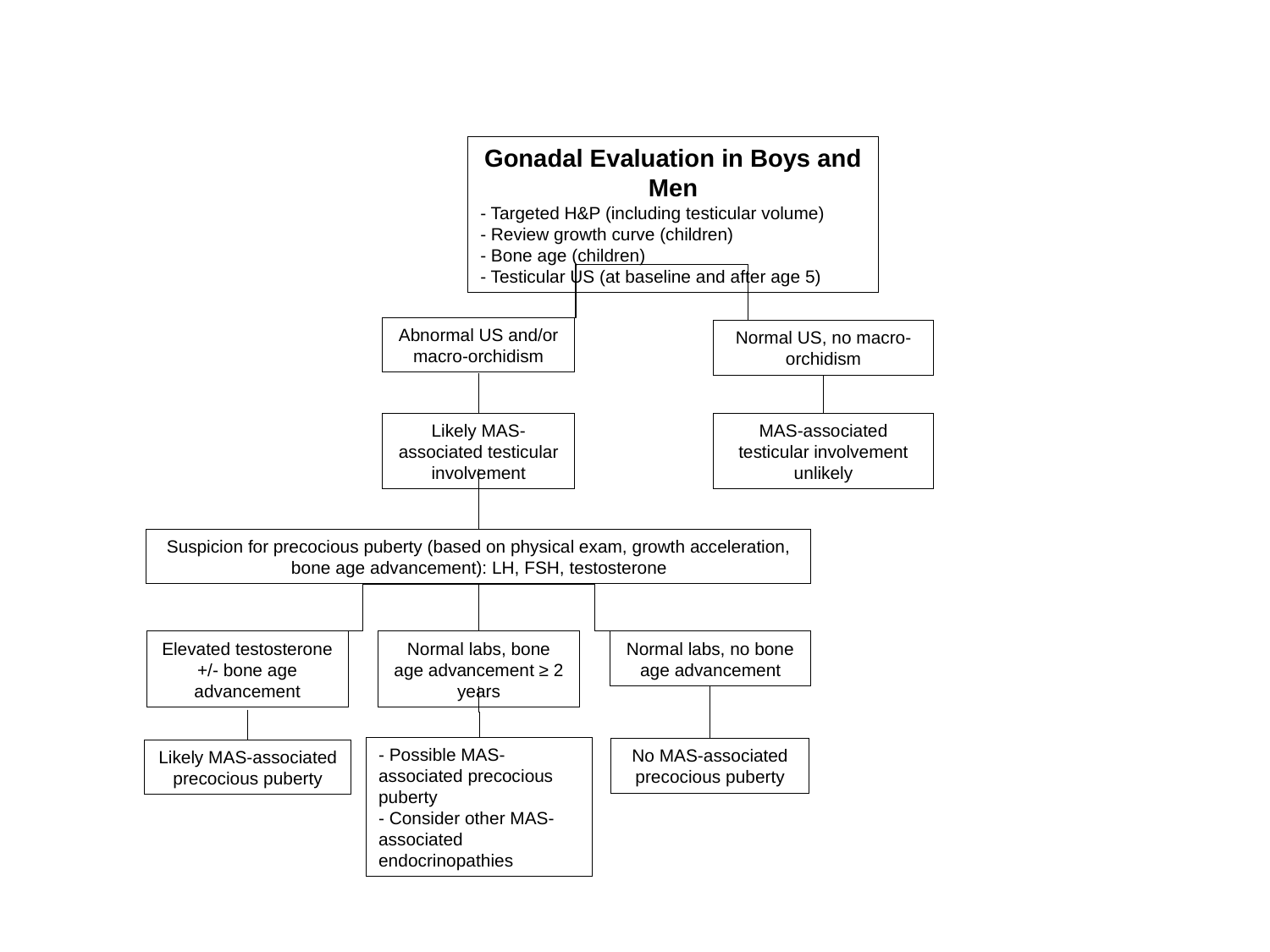# Gonadal Evaluation in Boys and Men

- Targeted H&P (including testicular volume)
- Review growth curve (children)
- Bone age (children)
- Testicular US (at baseline and after age 5)

**Abnormal US and/or macro-orchidism**
→ Likely MAS-associated testicular involvement
→ Suspicion for precocious puberty (based on physical exam, growth acceleration, bone age advancement): LH, FSH, testosterone

- Elevated testosterone +/- bone age advancement
  → Likely MAS-associated precocious puberty
- Normal labs, bone age advancement ≥ 2 years
  → - Possible MAS-associated precocious puberty
  → - Consider other MAS-associated endocrinopathies
- Normal labs, no bone age advancement
  → No MAS-associated precocious puberty

**Normal US, no macro-orchidism**
→ MAS-associated testicular involvement unlikely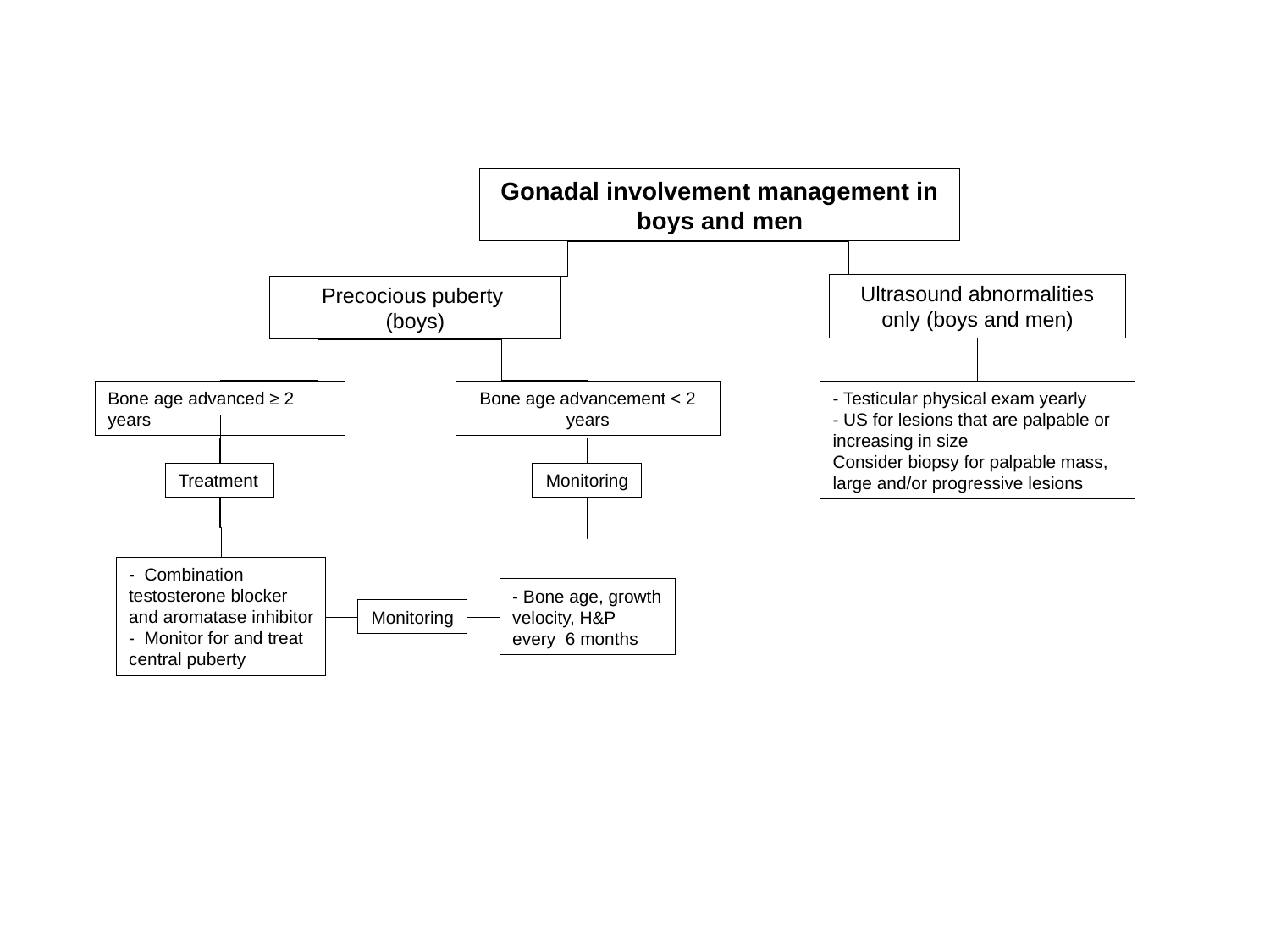# Gonadal involvement management in boys and men

## Precocious puberty (boys)

### Bone age advanced ≥ 2 years

**Treatment**

- Combination testosterone blocker and aromatase inhibitor
- Monitor for and treat central puberty

### Bone age advancement < 2 years

**Monitoring**

- Bone age, growth velocity, H&P every 6 months

**Monitoring** (applies to both branches)

## Ultrasound abnormalities only (boys and men)

- Testicular physical exam yearly
- US for lesions that are palpable or increasing in size

Consider biopsy for palpable mass, large and/or progressive lesions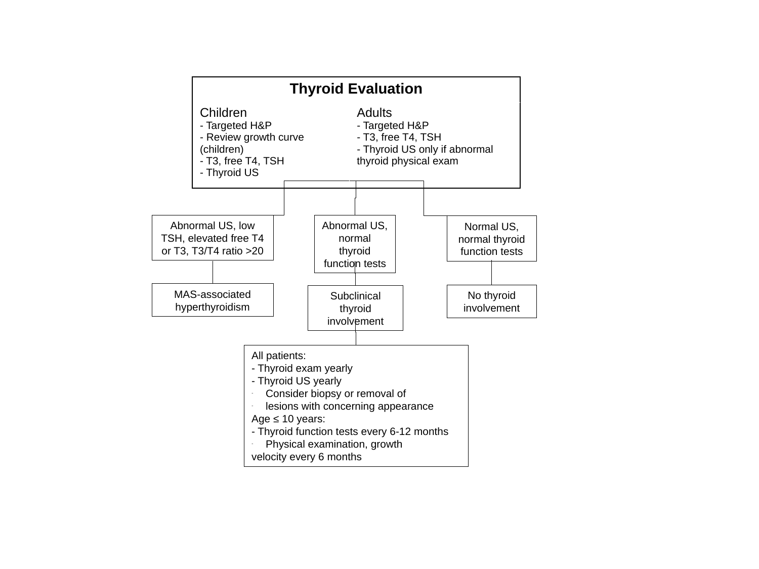## Thyroid Evaluation

**Children**
- Targeted H&P
- Review growth curve (children)
- T3, free T4, TSH
- Thyroid US

**Adults**
- Targeted H&P
- T3, free T4, TSH
- Thyroid US only if abnormal thyroid physical exam

---

Abnormal US, low TSH, elevated free T4 or T3, T3/T4 ratio >20

→ MAS-associated hyperthyroidism

Abnormal US, normal thyroid function tests

→ Subclinical thyroid involvement

Normal US, normal thyroid function tests

→ No thyroid involvement

---

All patients:
- Thyroid exam yearly
- Thyroid US yearly
- Consider biopsy or removal of
- lesions with concerning appearance

Age ≤ 10 years:
- Thyroid function tests every 6-12 months
- Physical examination, growth velocity every 6 months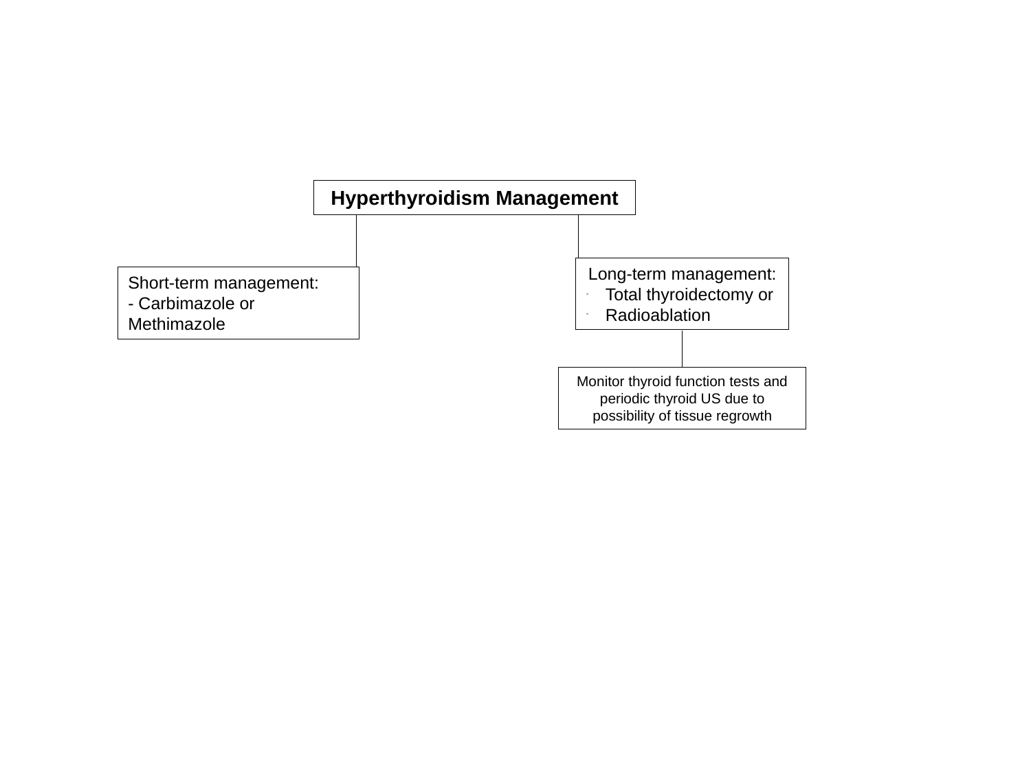# Hyperthyroidism Management

**Short-term management:**
- Carbimazole or Methimazole

**Long-term management:**
- Total thyroidectomy or
- Radioablation

Monitor thyroid function tests and periodic thyroid US due to possibility of tissue regrowth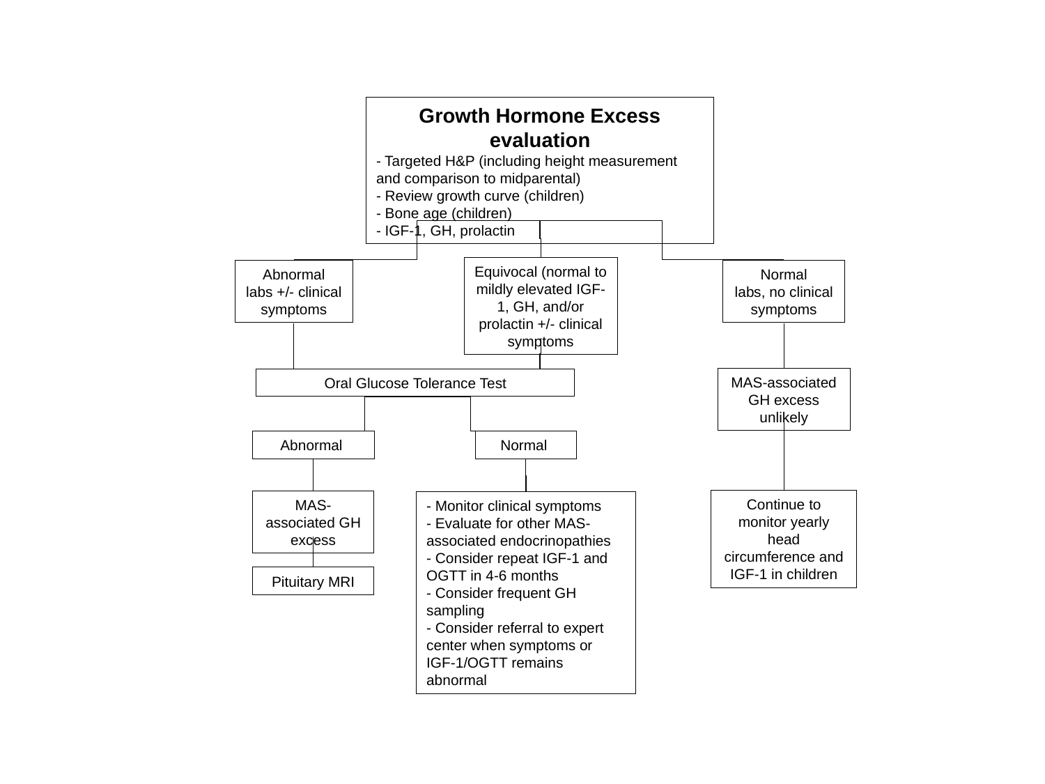# Growth Hormone Excess evaluation

- Targeted H&P (including height measurement and comparison to midparental)
- Review growth curve (children)
- Bone age (children)
- IGF-1, GH, prolactin

**Abnormal labs +/- clinical symptoms**

- Oral Glucose Tolerance Test

**Equivocal (normal to mildly elevated IGF-1, GH, and/or prolactin +/- clinical symptoms)**

- Oral Glucose Tolerance Test

**Normal labs, no clinical symptoms**

- MAS-associated GH excess unlikely
  - Continue to monitor yearly head circumference and IGF-1 in children

**Oral Glucose Tolerance Test**

- **Abnormal**
  - MAS-associated GH excess
    - Pituitary MRI
- **Normal**
  - Monitor clinical symptoms
  - Evaluate for other MAS-associated endocrinopathies
  - Consider repeat IGF-1 and OGTT in 4-6 months
  - Consider frequent GH sampling
  - Consider referral to expert center when symptoms or IGF-1/OGTT remains abnormal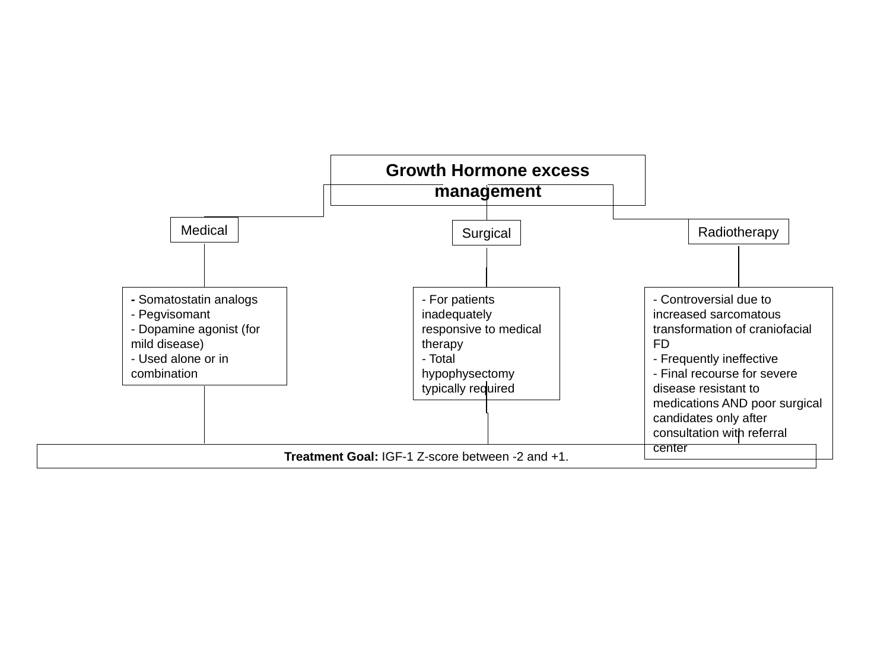# Growth Hormone excess management

## Medical

- Somatostatin analogs
- Pegvisomant
- Dopamine agonist (for mild disease)
- Used alone or in combination

## Surgical

- For patients inadequately responsive to medical therapy
- Total hypophysectomy typically required

## Radiotherapy

- Controversial due to increased sarcomatous transformation of craniofacial FD
- Frequently ineffective
- Final recourse for severe disease resistant to medications AND poor surgical candidates only after consultation with referral center

**Treatment Goal:** IGF-1 Z-score between -2 and +1.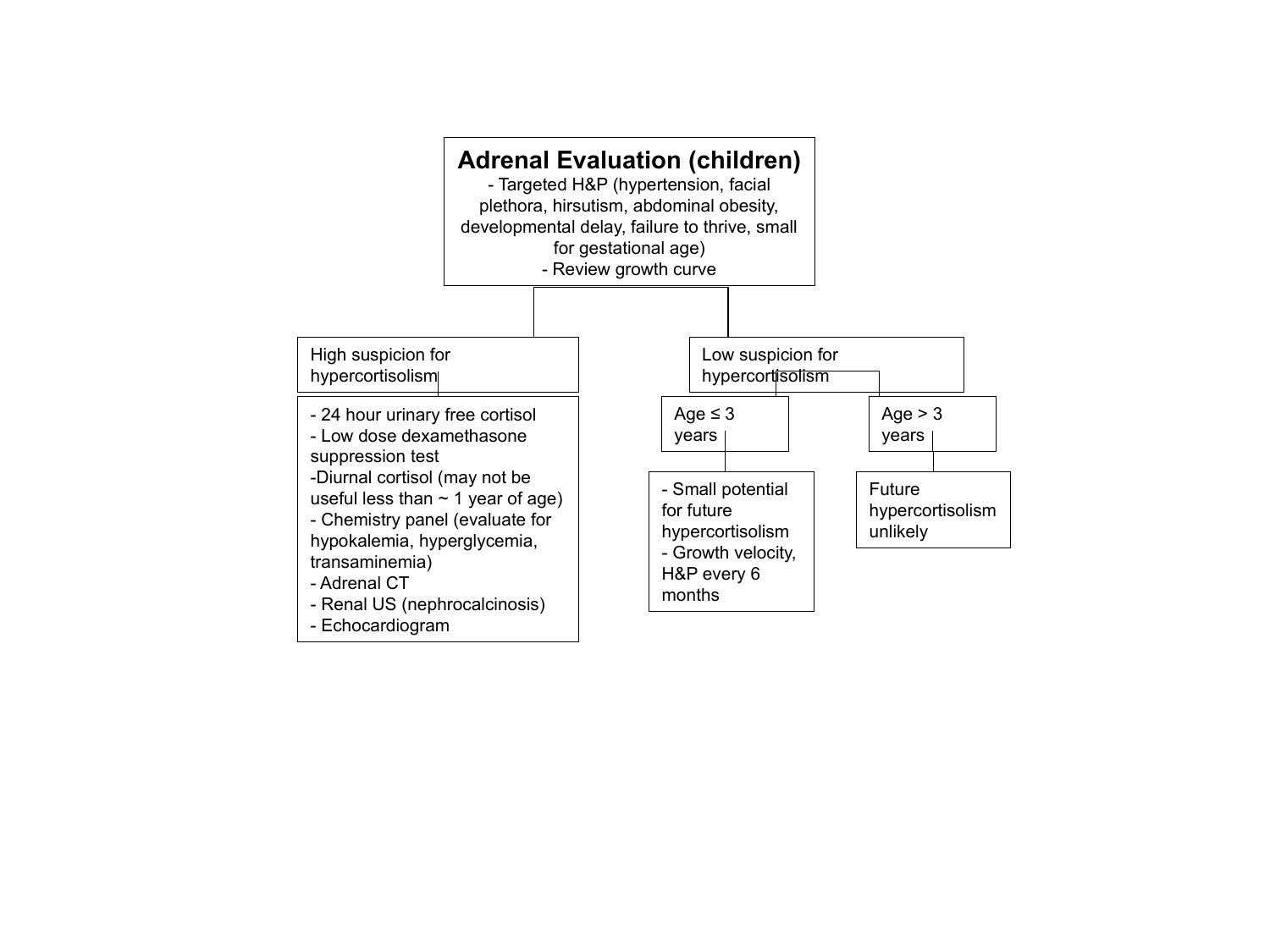# Adrenal Evaluation (children)

- Targeted H&P (hypertension, facial plethora, hirsutism, abdominal obesity, developmental delay, failure to thrive, small for gestational age)
- Review growth curve

## High suspicion for hypercortisolism

- 24 hour urinary free cortisol
- Low dose dexamethasone suppression test
- Diurnal cortisol (may not be useful less than ~ 1 year of age)
- Chemistry panel (evaluate for hypokalemia, hyperglycemia, transaminemia)
- Adrenal CT
- Renal US (nephrocalcinosis)
- Echocardiogram

## Low suspicion for hypercortisolism

### Age ≤ 3 years

- Small potential for future hypercortisolism
- Growth velocity, H&P every 6 months

### Age > 3 years

Future hypercortisolism unlikely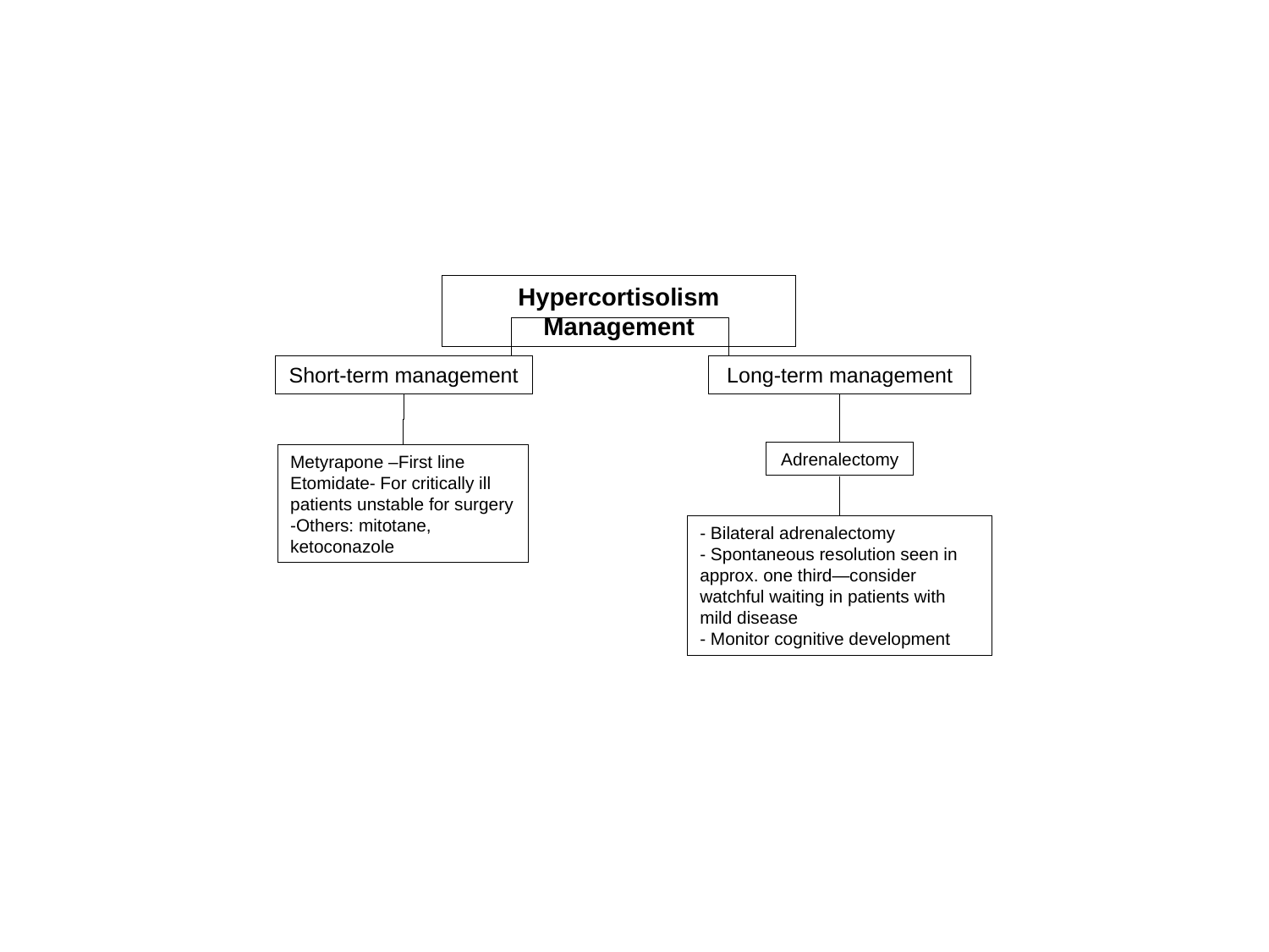# Hypercortisolism Management

## Short-term management

Metyrapone –First line
Etomidate- For critically ill patients unstable for surgery
-Others: mitotane, ketoconazole

## Long-term management

Adrenalectomy

- Bilateral adrenalectomy
- Spontaneous resolution seen in approx. one third—consider watchful waiting in patients with mild disease
- Monitor cognitive development